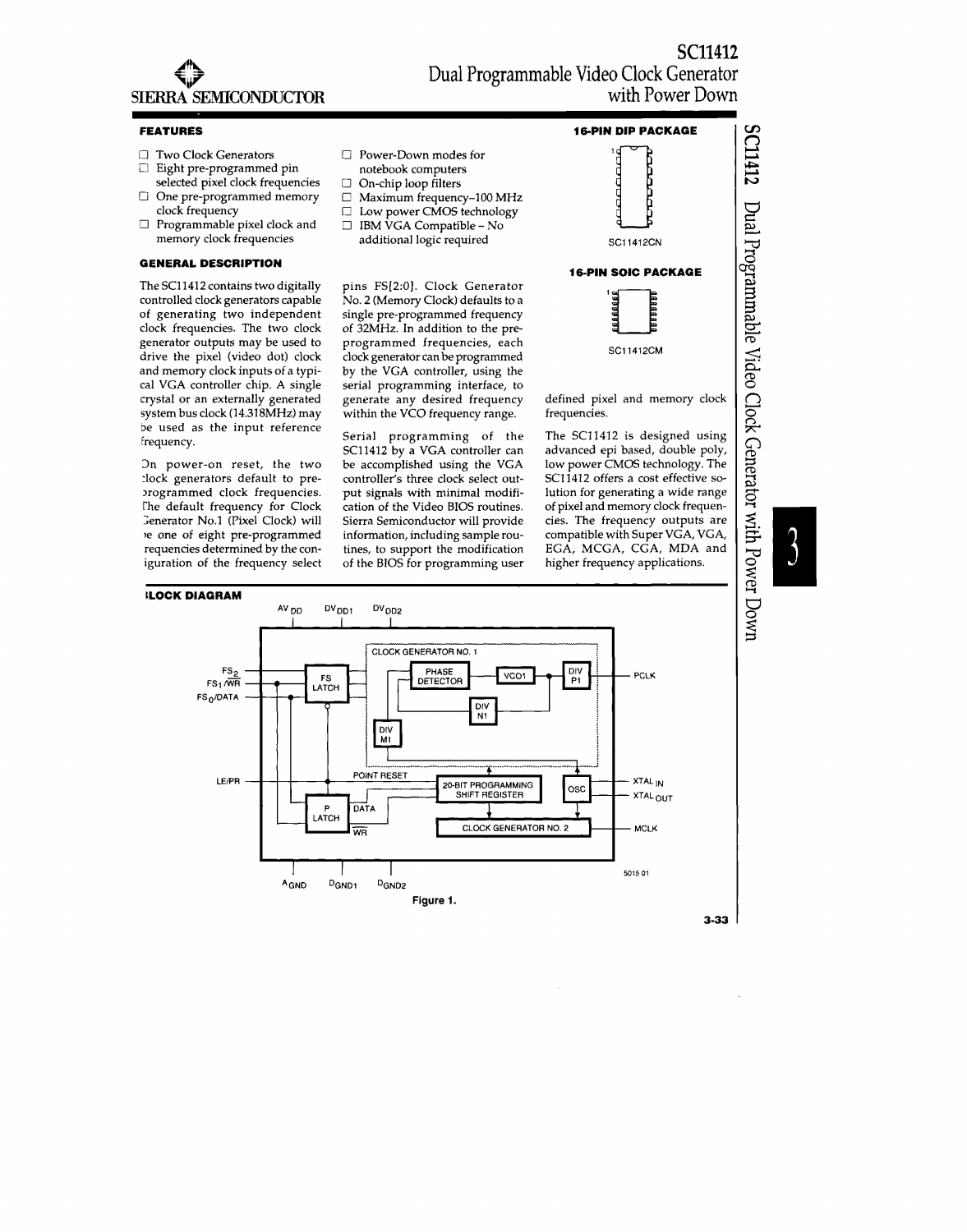# SC11412
## Dual Programmable Video Clock Generator with Power Down

SIERRA SEMICONDUCTOR

### FEATURES

- Two Clock Generators
- Eight pre-programmed pin selected pixel clock frequencies
- One pre-programmed memory clock frequency
- Programmable pixel clock and memory clock frequencies
- Power-Down modes for notebook computers
- On-chip loop filters
- Maximum frequency–100 MHz
- Low power CMOS technology
- IBM VGA Compatible – No additional logic required

### 16-PIN DIP PACKAGE

SC11412CN

### 16-PIN SOIC PACKAGE

SC11412CM

### GENERAL DESCRIPTION

The SC11412 contains two digitally controlled clock generators capable of generating two independent clock frequencies. The two clock generator outputs may be used to drive the pixel (video dot) clock and memory clock inputs of a typical VGA controller chip. A single crystal or an externally generated system bus clock (14.318MHz) may be used as the input reference frequency.

On power-on reset, the two clock generators default to pre-programmed clock frequencies. The default frequency for Clock Generator No.1 (Pixel Clock) will be one of eight pre-programmed frequencies determined by the configuration of the frequency select pins FS[2:0]. Clock Generator No. 2 (Memory Clock) defaults to a single pre-programmed frequency of 32MHz. In addition to the pre-programmed frequencies, each clock generator can be programmed by the VGA controller, using the serial programming interface, to generate any desired frequency within the VCO frequency range.

Serial programming of the SC11412 by a VGA controller can be accomplished using the VGA controller's three clock select output signals with minimal modification of the Video BIOS routines. Sierra Semiconductor will provide information, including sample routines, to support the modification of the BIOS for programming user defined pixel and memory clock frequencies.

The SC11412 is designed using advanced epi based, double poly, low power CMOS technology. The SC11412 offers a cost effective solution for generating a wide range of pixel and memory clock frequencies. The frequency outputs are compatible with Super VGA, VGA, EGA, MCGA, CGA, MDA and higher frequency applications.

### BLOCK DIAGRAM

AV DD, DV DD1, DV DD2

FS2, FS1/WR, FS0/DATA

FS LATCH

CLOCK GENERATOR NO. 1

PHASE DETECTOR, VCO1, DIV P1, DIV N1, DIV M1

PCLK

LE/PR

POINT RESET

20-BIT PROGRAMMING SHIFT REGISTER

OSC

XTAL IN, XTAL OUT

P LATCH, DATA, WR

CLOCK GENERATOR NO. 2

MCLK

AGND, DGND1, DGND2

5015 01

Figure 1.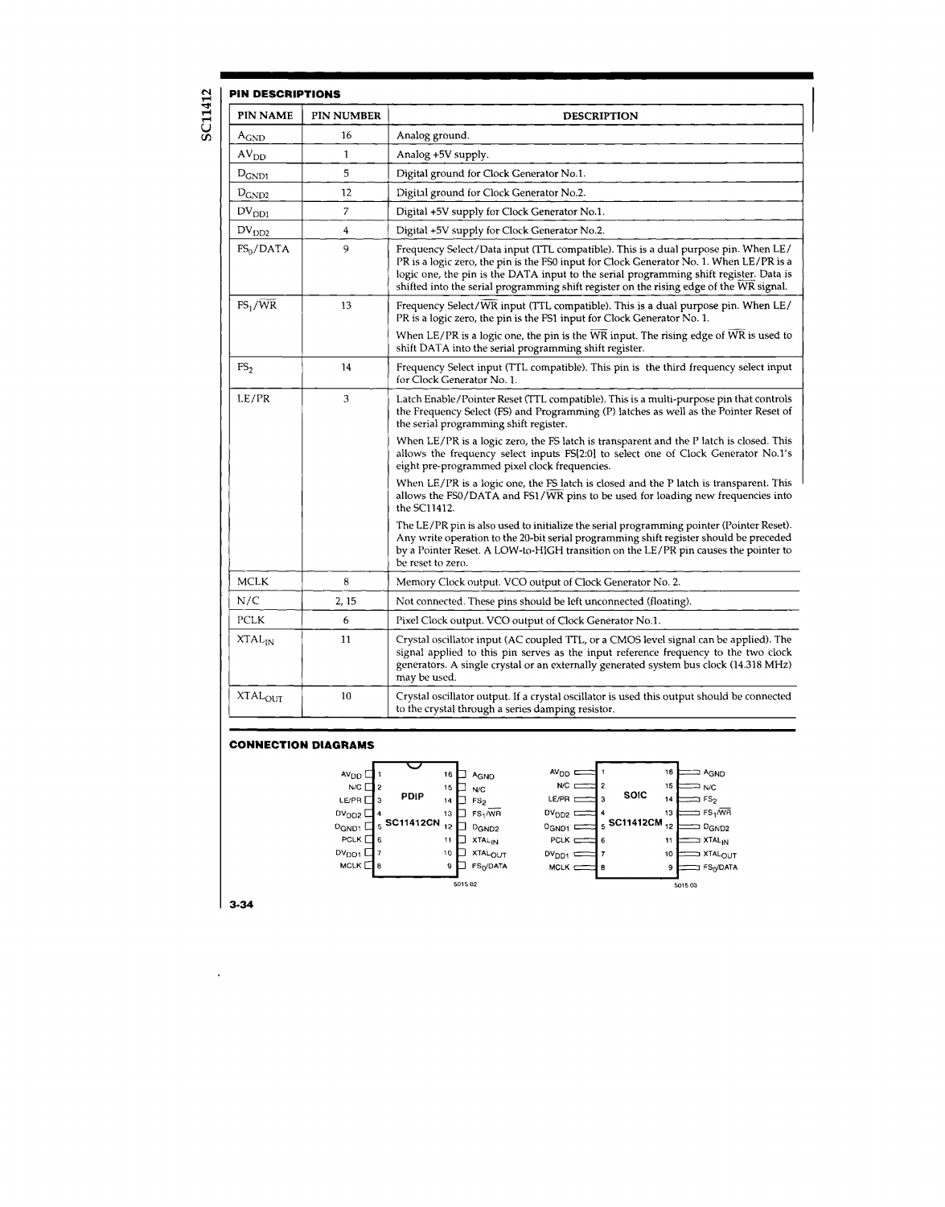## PIN DESCRIPTIONS

| PIN NAME | PIN NUMBER | DESCRIPTION |
|---|---|---|
| $A_{GND}$ | 16 | Analog ground. |
| $AV_{DD}$ | 1 | Analog +5V supply. |
| $D_{GND1}$ | 5 | Digital ground for Clock Generator No.1. |
| $D_{GND2}$ | 12 | Digital ground for Clock Generator No.2. |
| $DV_{DD1}$ | 7 | Digital +5V supply for Clock Generator No.1. |
| $DV_{DD2}$ | 4 | Digital +5V supply for Clock Generator No.2. |
| $FS_0$/DATA | 9 | Frequency Select/Data input (TTL compatible). This is a dual purpose pin. When LE/PR is a logic zero, the pin is the FS0 input for Clock Generator No. 1. When LE/PR is a logic one, the pin is the DATA input to the serial programming shift register. Data is shifted into the serial programming shift register on the rising edge of the $\overline{WR}$ signal. |
| $FS_1/\overline{WR}$ | 13 | Frequency Select/$\overline{WR}$ input (TTL compatible). This is a dual purpose pin. When LE/PR is a logic zero, the pin is the FS1 input for Clock Generator No. 1. When LE/PR is a logic one, the pin is the $\overline{WR}$ input. The rising edge of $\overline{WR}$ is used to shift DATA into the serial programming shift register. |
| $FS_2$ | 14 | Frequency Select input (TTL compatible). This pin is the third frequency select input for Clock Generator No. 1. |
| LE/PR | 3 | Latch Enable/Pointer Reset (TTL compatible). This is a multi-purpose pin that controls the Frequency Select (FS) and Programming (P) latches as well as the Pointer Reset of the serial programming shift register. When LE/PR is a logic zero, the FS latch is transparent and the P latch is closed. This allows the frequency select inputs FS[2:0] to select one of Clock Generator No.1's eight pre-programmed pixel clock frequencies. When LE/PR is a logic one, the FS latch is closed and the P latch is transparent. This allows the FS0/DATA and FS1/$\overline{WR}$ pins to be used for loading new frequencies into the SC11412. The LE/PR pin is also used to initialize the serial programming pointer (Pointer Reset). Any write operation to the 20-bit serial programming shift register should be preceded by a Pointer Reset. A LOW-to-HIGH transition on the LE/PR pin causes the pointer to be reset to zero. |
| MCLK | 8 | Memory Clock output. VCO output of Clock Generator No. 2. |
| N/C | 2, 15 | Not connected. These pins should be left unconnected (floating). |
| PCLK | 6 | Pixel Clock output. VCO output of Clock Generator No.1. |
| $XTAL_{IN}$ | 11 | Crystal oscillator input (AC coupled TTL, or a CMOS level signal can be applied). The signal applied to this pin serves as the input reference frequency to the two clock generators. A single crystal or an externally generated system bus clock (14.318 MHz) may be used. |
| $XTAL_{OUT}$ | 10 | Crystal oscillator output. If a crystal oscillator is used this output should be connected to the crystal through a series damping resistor. |

## CONNECTION DIAGRAMS

PDIP — SC11412CN

| Pin | Name | Pin | Name |
|---|---|---|---|
| 1 | $AV_{DD}$ | 16 | $A_{GND}$ |
| 2 | N/C | 15 | N/C |
| 3 | LE/PR | 14 | $FS_2$ |
| 4 | $DV_{DD2}$ | 13 | $FS_1/\overline{WR}$ |
| 5 | $D_{GND1}$ | 12 | $D_{GND2}$ |
| 6 | PCLK | 11 | $XTAL_{IN}$ |
| 7 | $DV_{DD1}$ | 10 | $XTAL_{OUT}$ |
| 8 | MCLK | 9 | $FS_0$/DATA |

5015 02

SOIC — SC11412CM

| Pin | Name | Pin | Name |
|---|---|---|---|
| 1 | $AV_{DD}$ | 16 | $A_{GND}$ |
| 2 | N/C | 15 | N/C |
| 3 | LE/PR | 14 | $FS_2$ |
| 4 | $DV_{DD2}$ | 13 | $FS_1/\overline{WR}$ |
| 5 | $D_{GND1}$ | 12 | $D_{GND2}$ |
| 6 | PCLK | 11 | $XTAL_{IN}$ |
| 7 | $DV_{DD1}$ | 10 | $XTAL_{OUT}$ |
| 8 | MCLK | 9 | $FS_0$/DATA |

5015 03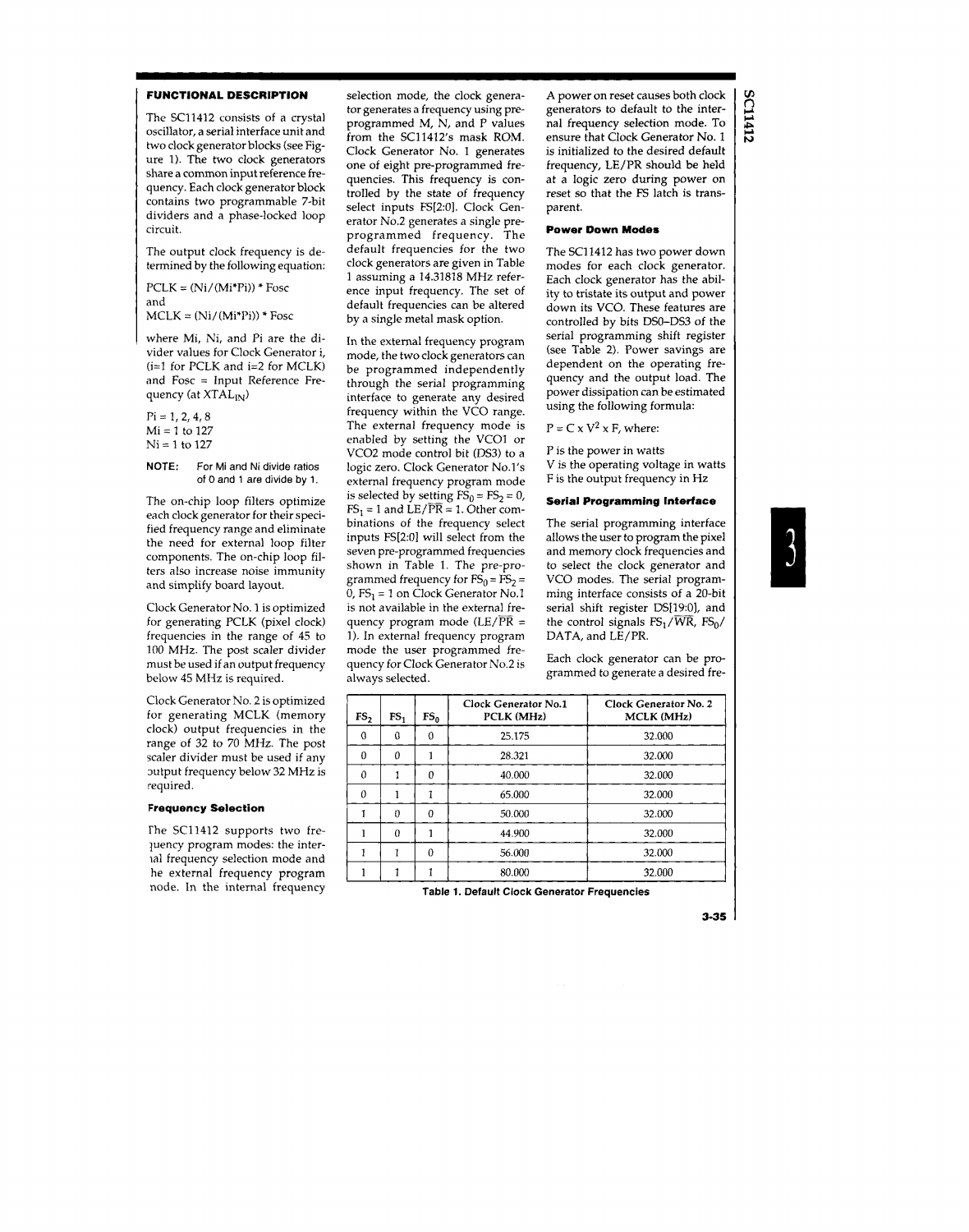## FUNCTIONAL DESCRIPTION

The SC11412 consists of a crystal oscillator, a serial interface unit and two clock generator blocks (see Figure 1). The two clock generators share a common input reference frequency. Each clock generator block contains two programmable 7-bit dividers and a phase-locked loop circuit.

The output clock frequency is determined by the following equation:

PCLK = (Ni/(Mi*Pi)) * Fosc

and

MCLK = (Ni/(Mi*Pi)) * Fosc

where Mi, Ni, and Pi are the divider values for Clock Generator i, (i=1 for PCLK and i=2 for MCLK) and Fosc = Input Reference Frequency (at $XTAL_{IN}$)

Pi = 1, 2, 4, 8
Mi = 1 to 127
Ni = 1 to 127

**NOTE:** For Mi and Ni divide ratios of 0 and 1 are divide by 1.

The on-chip loop filters optimize each clock generator for their specified frequency range and eliminate the need for external loop filter components. The on-chip loop filters also increase noise immunity and simplify board layout.

Clock Generator No. 1 is optimized for generating PCLK (pixel clock) frequencies in the range of 45 to 100 MHz. The post scaler divider must be used if an output frequency below 45 MHz is required.

Clock Generator No. 2 is optimized for generating MCLK (memory clock) output frequencies in the range of 32 to 70 MHz. The post scaler divider must be used if any output frequency below 32 MHz is required.

### Frequency Selection

The SC11412 supports two frequency program modes: the internal frequency selection mode and the external frequency program mode. In the internal frequency selection mode, the clock generator generates a frequency using preprogrammed M, N, and P values from the SC11412's mask ROM. Clock Generator No. 1 generates one of eight pre-programmed frequencies. This frequency is controlled by the state of frequency select inputs FS[2:0]. Clock Generator No.2 generates a single preprogrammed frequency. The default frequencies for the two clock generators are given in Table 1 assuming a 14.31818 MHz reference input frequency. The set of default frequencies can be altered by a single metal mask option.

In the external frequency program mode, the two clock generators can be programmed independently through the serial programming interface to generate any desired frequency within the VCO range. The external frequency mode is enabled by setting the VCO1 or VCO2 mode control bit (DS3) to a logic zero. Clock Generator No.1's external frequency program mode is selected by setting $FS_0 = FS_2 = 0$, $FS_1 = 1$ and $LE/\overline{PR} = 1$. Other combinations of the frequency select inputs FS[2:0] will select from the seven pre-programmed frequencies shown in Table 1. The pre-programmed frequency for $FS_0 = FS_2 = 0$, $FS_1 = 1$ on Clock Generator No.1 is not available in the external frequency program mode ($LE/\overline{PR}$ = 1). In external frequency program mode the user programmed frequency for Clock Generator No.2 is always selected.

A power on reset causes both clock generators to default to the internal frequency selection mode. To ensure that Clock Generator No. 1 is initialized to the desired default frequency, LE/PR should be held at a logic zero during power on reset so that the FS latch is transparent.

### Power Down Modes

The SC11412 has two power down modes for each clock generator. Each clock generator has the ability to tristate its output and power down its VCO. These features are controlled by bits DS0–DS3 of the serial programming shift register (see Table 2). Power savings are dependent on the operating frequency and the output load. The power dissipation can be estimated using the following formula:

$P = C \times V^2 \times F$, where:

P is the power in watts
V is the operating voltage in watts
F is the output frequency in Hz

### Serial Programming Interface

The serial programming interface allows the user to program the pixel and memory clock frequencies and to select the clock generator and VCO modes. The serial programming interface consists of a 20-bit serial shift register DS[19:0], and the control signals $FS_1/\overline{WR}$, $FS_0$/DATA, and LE/PR.

Each clock generator can be programmed to generate a desired fre-

| $FS_2$ | $FS_1$ | $FS_0$ | Clock Generator No.1 PCLK (MHz) | Clock Generator No. 2 MCLK (MHz) |
|---|---|---|---|---|
| 0 | 0 | 0 | 25.175 | 32.000 |
| 0 | 0 | 1 | 28.321 | 32.000 |
| 0 | 1 | 0 | 40.000 | 32.000 |
| 0 | 1 | 1 | 65.000 | 32.000 |
| 1 | 0 | 0 | 50.000 | 32.000 |
| 1 | 0 | 1 | 44.900 | 32.000 |
| 1 | 1 | 0 | 56.000 | 32.000 |
| 1 | 1 | 1 | 80.000 | 32.000 |

**Table 1. Default Clock Generator Frequencies**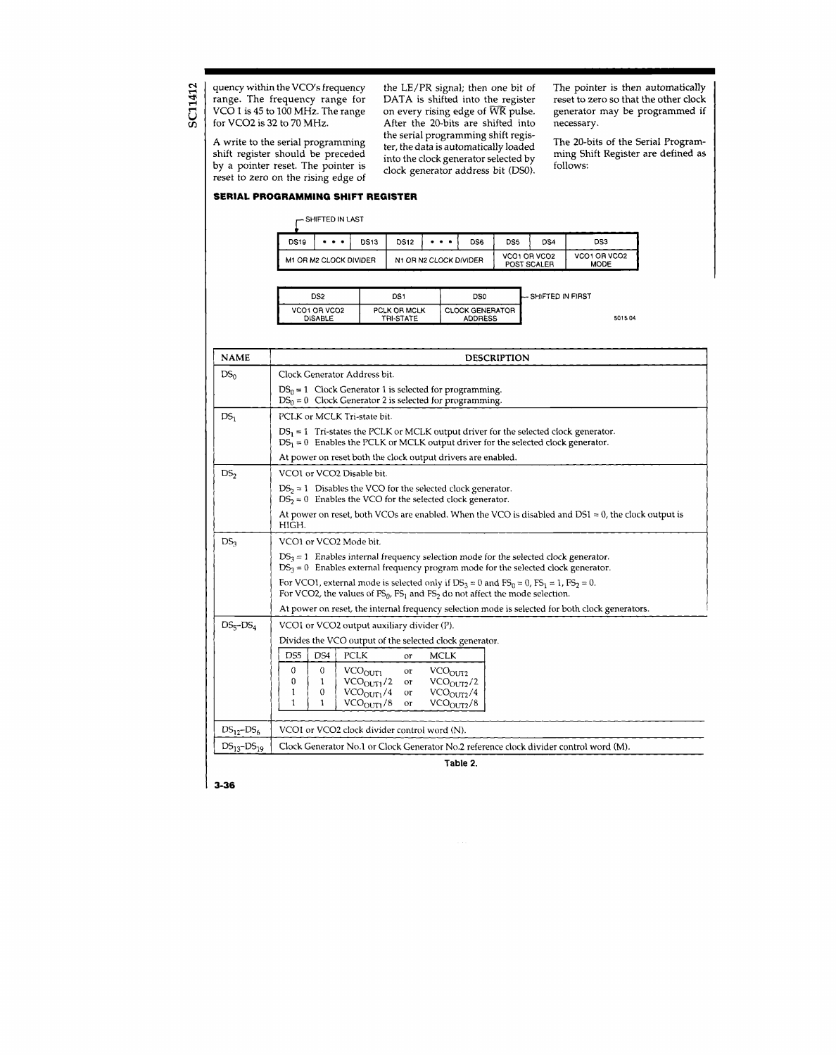quency within the VCO's frequency range. The frequency range for VCO 1 is 45 to 100 MHz. The range for VCO2 is 32 to 70 MHz.

A write to the serial programming shift register should be preceded by a pointer reset. The pointer is reset to zero on the rising edge of the LE/PR signal; then one bit of DATA is shifted into the register on every rising edge of $\overline{WR}$ pulse. After the 20-bits are shifted into the serial programming shift register, the data is automatically loaded into the clock generator selected by clock generator address bit (DS0). The pointer is then automatically reset to zero so that the other clock generator may be programmed if necessary.

The 20-bits of the Serial Programming Shift Register are defined as follows:

**SERIAL PROGRAMMING SHIFT REGISTER**

SHIFTED IN LAST

| DS19 | • • • | DS13 | DS12 | • • • | DS6 | DS5 | DS4 | DS3 |
|---|---|---|---|---|---|---|---|---|
| M1 OR M2 CLOCK DIVIDER | | | N1 OR N2 CLOCK DIVIDER | | | VCO1 OR VCO2 POST SCALER | | VCO1 OR VCO2 MODE |

| DS2 | DS1 | DS0 |
|---|---|---|
| VCO1 OR VCO2 DISABLE | PCLK OR MCLK TRI-STATE | CLOCK GENERATOR ADDRESS |

SHIFTED IN FIRST

5015 04

| NAME | DESCRIPTION |
|---|---|
| $DS_0$ | Clock Generator Address bit.<br>$DS_0 = 1$ Clock Generator 1 is selected for programming.<br>$DS_0 = 0$ Clock Generator 2 is selected for programming. |
| $DS_1$ | PCLK or MCLK Tri-state bit.<br>$DS_1 = 1$ Tri-states the PCLK or MCLK output driver for the selected clock generator.<br>$DS_1 = 0$ Enables the PCLK or MCLK output driver for the selected clock generator.<br>At power on reset both the clock output drivers are enabled. |
| $DS_2$ | VCO1 or VCO2 Disable bit.<br>$DS_2 = 1$ Disables the VCO for the selected clock generator.<br>$DS_2 = 0$ Enables the VCO for the selected clock generator.<br>At power on reset, both VCOs are enabled. When the VCO is disabled and DS1 = 0, the clock output is HIGH. |
| $DS_3$ | VCO1 or VCO2 Mode bit.<br>$DS_3 = 1$ Enables internal frequency selection mode for the selected clock generator.<br>$DS_3 = 0$ Enables external frequency program mode for the selected clock generator.<br>For VCO1, external mode is selected only if $DS_3 = 0$ and $FS_0 = 0$, $FS_1 = 1$, $FS_2 = 0$.<br>For VCO2, the values of $FS_0$, $FS_1$ and $FS_2$ do not affect the mode selection.<br>At power on reset, the internal frequency selection mode is selected for both clock generators. |
| $DS_5$–$DS_4$ | VCO1 or VCO2 output auxiliary divider (P).<br>Divides the VCO output of the selected clock generator.<br>DS5 DS4 : PCLK or MCLK<br>0 0 : $VCO_{OUT1}$ or $VCO_{OUT2}$<br>0 1 : $VCO_{OUT1}/2$ or $VCO_{OUT2}/2$<br>1 0 : $VCO_{OUT1}/4$ or $VCO_{OUT2}/4$<br>1 1 : $VCO_{OUT1}/8$ or $VCO_{OUT2}/8$ |
| $DS_{12}$–$DS_6$ | VCO1 or VCO2 clock divider control word (N). |
| $DS_{13}$–$DS_{19}$ | Clock Generator No.1 or Clock Generator No.2 reference clock divider control word (M). |

Table 2.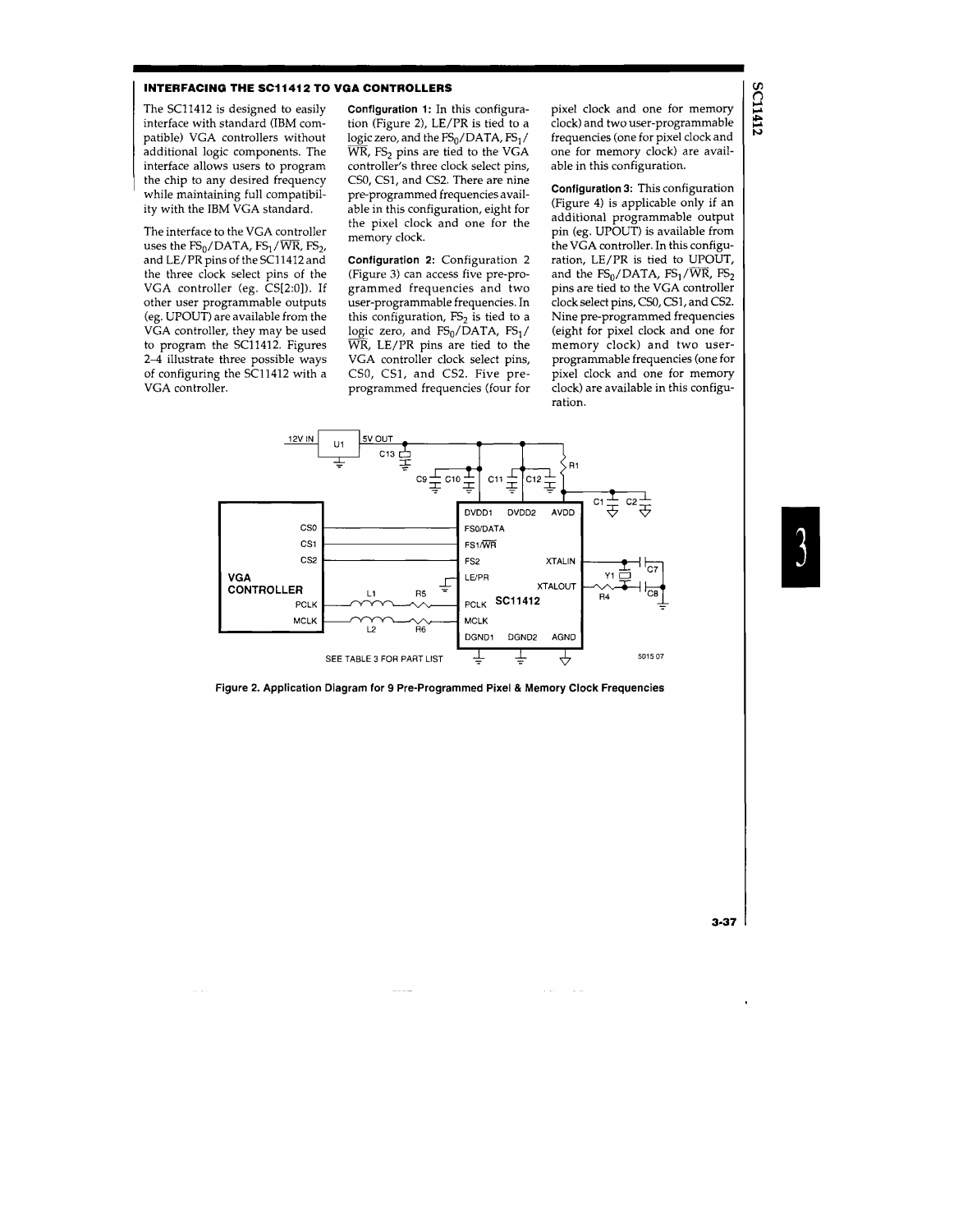## INTERFACING THE SC11412 TO VGA CONTROLLERS

The SC11412 is designed to easily interface with standard (IBM compatible) VGA controllers without additional logic components. The interface allows users to program the chip to any desired frequency while maintaining full compatibility with the IBM VGA standard.

The interface to the VGA controller uses the $FS_0$/DATA, $FS_1/\overline{WR}$, $FS_2$, and LE/PR pins of the SC11412 and the three clock select pins of the VGA controller (eg. CS[2:0]). If other user programmable outputs (eg. UPOUT) are available from the VGA controller, they may be used to program the SC11412. Figures 2–4 illustrate three possible ways of configuring the SC11412 with a VGA controller.

**Configuration 1:** In this configuration (Figure 2), LE/PR is tied to a logic zero, and the $FS_0$/DATA, $FS_1/\overline{WR}$, $FS_2$ pins are tied to the VGA controller's three clock select pins, CS0, CS1, and CS2. There are nine pre-programmed frequencies available in this configuration, eight for the pixel clock and one for the memory clock.

**Configuration 2:** Configuration 2 (Figure 3) can access five pre-programmed frequencies and two user-programmable frequencies. In this configuration, $FS_2$ is tied to a logic zero, and $FS_0$/DATA, $FS_1/\overline{WR}$, LE/PR pins are tied to the VGA controller clock select pins, CS0, CS1, and CS2. Five pre-programmed frequencies (four for pixel clock and one for memory clock) and two user-programmable frequencies (one for pixel clock and one for memory clock) are available in this configuration.

**Configuration 3:** This configuration (Figure 4) is applicable only if an additional programmable output pin (eg. UPOUT) is available from the VGA controller. In this configuration, LE/PR is tied to UPOUT, and the $FS_0$/DATA, $FS_1/\overline{WR}$, $FS_2$ pins are tied to the VGA controller clock select pins, CS0, CS1, and CS2. Nine pre-programmed frequencies (eight for pixel clock and one for memory clock) and two user-programmable frequencies (one for pixel clock and one for memory clock) are available in this configuration.

12V IN
U1
5V OUT
C13
C9 C10 C11 C12
R1
C1 C2
VGA CONTROLLER
CS0
CS1
CS2
PCLK
MCLK
L1 R5
L2 R6
DVDD1 DVDD2 AVDD
FS0/DATA
FS1/WR
FS2
LE/PR
PCLK
MCLK
SC11412
XTALIN
XTALOUT
DGND1 DGND2 AGND
Y1
C7
C8
R4
SEE TABLE 3 FOR PART LIST
5015 07

Figure 2. Application Diagram for 9 Pre-Programmed Pixel & Memory Clock Frequencies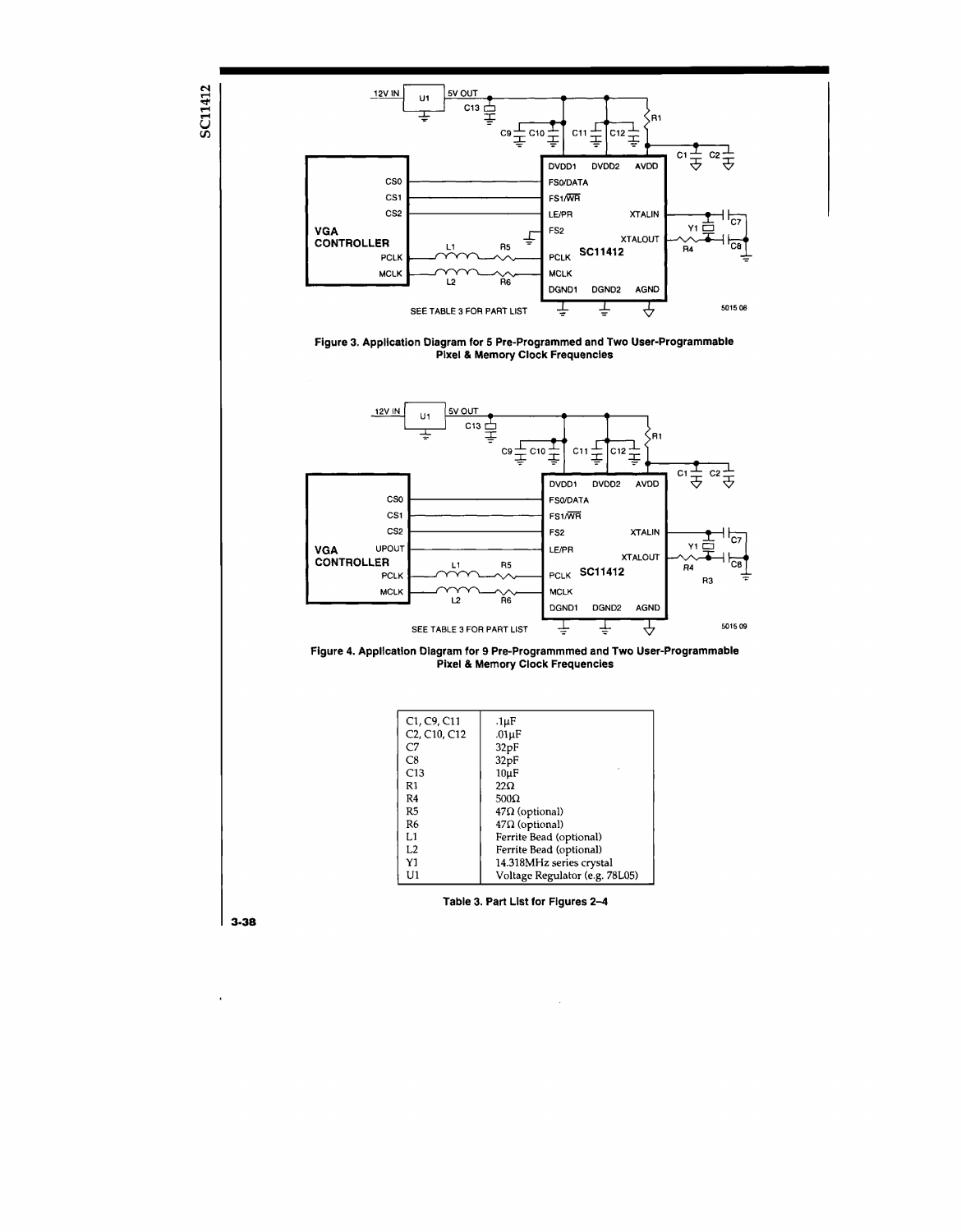Figure 3. Application Diagram for 5 Pre-Programmed and Two User-Programmable Pixel & Memory Clock Frequencies

Figure 4. Application Diagram for 9 Pre-Programmmed and Two User-Programmable Pixel & Memory Clock Frequencies

| | |
|---|---|
| C1, C9, C11 | .1μF |
| C2, C10, C12 | .01μF |
| C7 | 32pF |
| C8 | 32pF |
| C13 | 10μF |
| R1 | 22Ω |
| R4 | 500Ω |
| R5 | 47Ω (optional) |
| R6 | 47Ω (optional) |
| L1 | Ferrite Bead (optional) |
| L2 | Ferrite Bead (optional) |
| Y1 | 14.318MHz series crystal |
| U1 | Voltage Regulator (e.g. 78L05) |

Table 3. Part List for Figures 2–4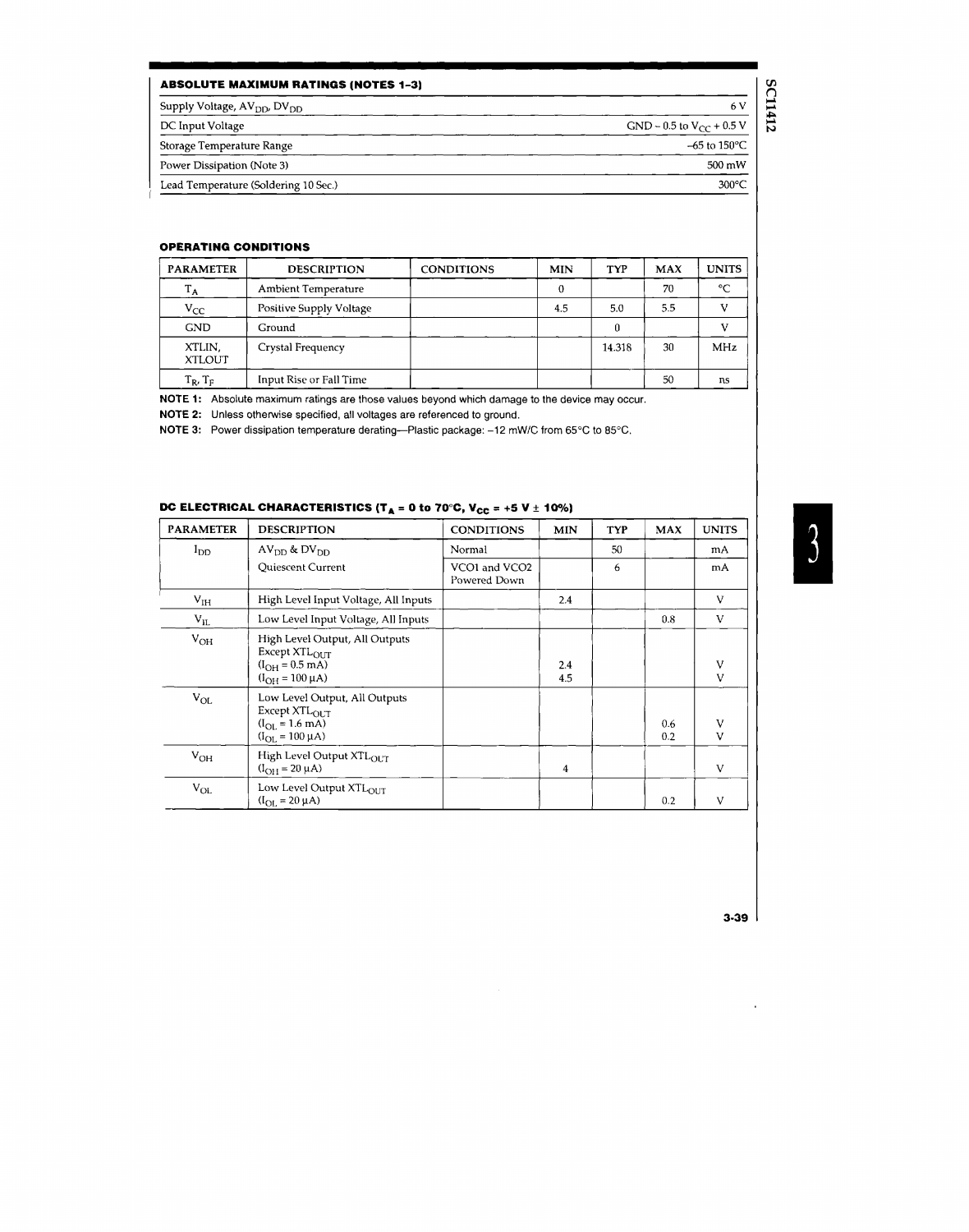### ABSOLUTE MAXIMUM RATINGS (NOTES 1–3)

| | |
|---|---|
| Supply Voltage, $AV_{DD}$, $DV_{DD}$ | 6 V |
| DC Input Voltage | GND – 0.5 to $V_{CC}$ + 0.5 V |
| Storage Temperature Range | –65 to 150°C |
| Power Dissipation (Note 3) | 500 mW |
| Lead Temperature (Soldering 10 Sec.) | 300°C |

### OPERATING CONDITIONS

| PARAMETER | DESCRIPTION | CONDITIONS | MIN | TYP | MAX | UNITS |
|---|---|---|---|---|---|---|
| $T_A$ | Ambient Temperature | | 0 | | 70 | °C |
| $V_{CC}$ | Positive Supply Voltage | | 4.5 | 5.0 | 5.5 | V |
| GND | Ground | | | 0 | | V |
| XTLIN, XTLOUT | Crystal Frequency | | | 14.318 | 30 | MHz |
| $T_R$, $T_F$ | Input Rise or Fall Time | | | | 50 | ns |

**NOTE 1:** Absolute maximum ratings are those values beyond which damage to the device may occur.

**NOTE 2:** Unless otherwise specified, all voltages are referenced to ground.

**NOTE 3:** Power dissipation temperature derating—Plastic package: –12 mW/C from 65°C to 85°C.

### DC ELECTRICAL CHARACTERISTICS ($T_A$ = 0 to 70°C, $V_{CC}$ = +5 V ± 10%)

| PARAMETER | DESCRIPTION | CONDITIONS | MIN | TYP | MAX | UNITS |
|---|---|---|---|---|---|---|
| $I_{DD}$ | $AV_{DD}$ & $DV_{DD}$ | Normal | | 50 | | mA |
| | Quiescent Current | VCO1 and VCO2 Powered Down | | 6 | | mA |
| $V_{IH}$ | High Level Input Voltage, All Inputs | | 2.4 | | | V |
| $V_{IL}$ | Low Level Input Voltage, All Inputs | | | | 0.8 | V |
| $V_{OH}$ | High Level Output, All Outputs Except $XTL_{OUT}$ | | | | | |
| | ($I_{OH}$ = 0.5 mA) | | 2.4 | | | V |
| | ($I_{OH}$ = 100 μA) | | 4.5 | | | V |
| $V_{OL}$ | Low Level Output, All Outputs Except $XTL_{OUT}$ | | | | | |
| | ($I_{OL}$ = 1.6 mA) | | | | 0.6 | V |
| | ($I_{OL}$ = 100 μA) | | | | 0.2 | V |
| $V_{OH}$ | High Level Output $XTL_{OUT}$ ($I_{OH}$ = 20 μA) | | 4 | | | V |
| $V_{OL}$ | Low Level Output $XTL_{OUT}$ ($I_{OL}$ = 20 μA) | | | | 0.2 | V |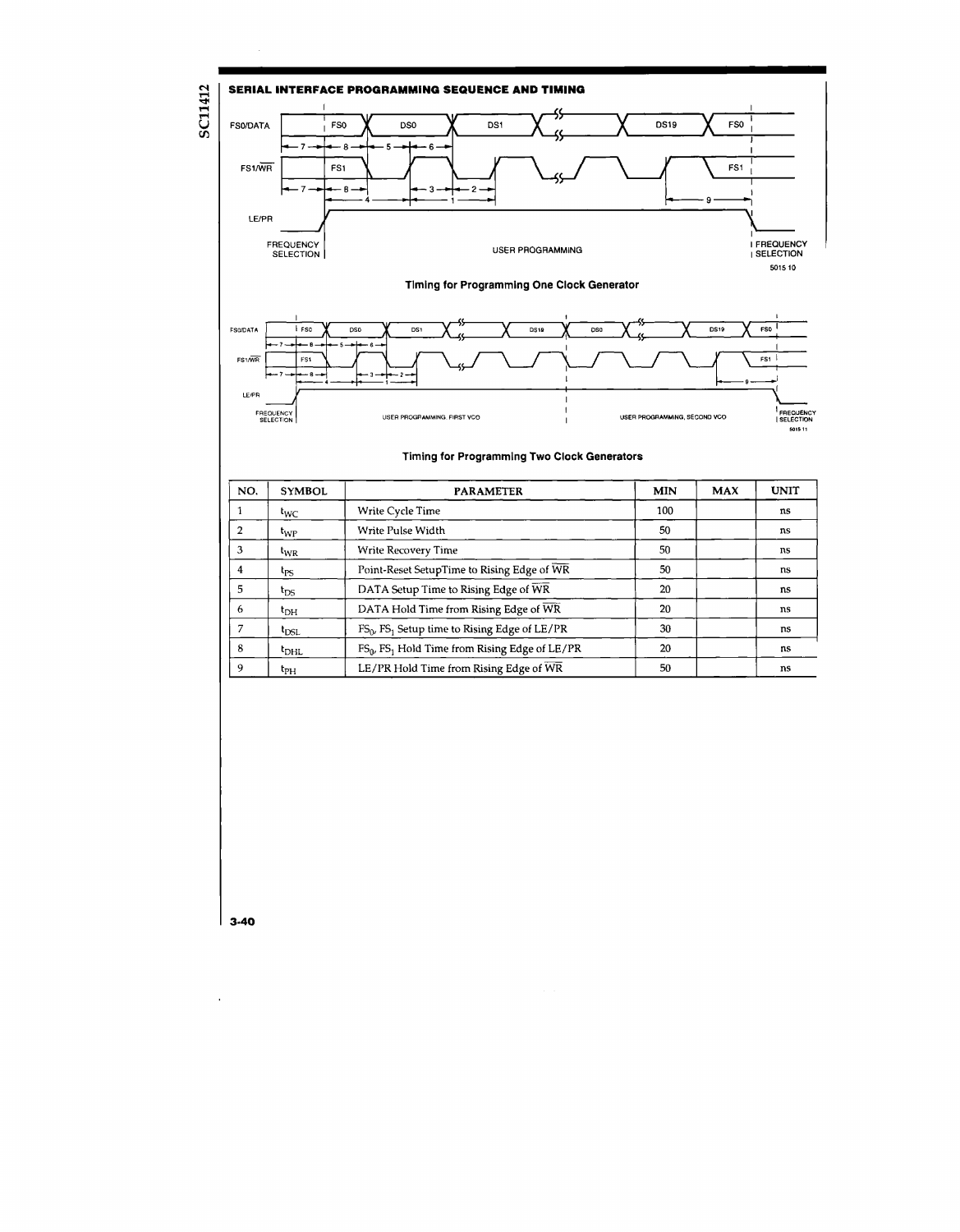## SERIAL INTERFACE PROGRAMMING SEQUENCE AND TIMING

FS0/DATA
FS0
DS0
DS1
DS19
FS0
FS1/$\overline{WR}$
FS1
FS1
7
8
5
6
7
8
3
2
4
1
9
LE/PR
FREQUENCY SELECTION
USER PROGRAMMING
FREQUENCY SELECTION
5015 10

**Timing for Programming One Clock Generator**

FS0/DATA
FS0
DS0
DS1
DS19
DS0
DS19
FS0
FS1/$\overline{WR}$
FS1
FS1
7
8
5
6
7
8
3
2
4
1
9
LE/PR
FREQUENCY SELECTION
USER PROGRAMMING, FIRST VCO
USER PROGRAMMING, SECOND VCO
FREQUENCY SELECTION
5015 11

**Timing for Programming Two Clock Generators**

| NO. | SYMBOL | PARAMETER | MIN | MAX | UNIT |
|---|---|---|---|---|---|
| 1 | $t_{WC}$ | Write Cycle Time | 100 | | ns |
| 2 | $t_{WP}$ | Write Pulse Width | 50 | | ns |
| 3 | $t_{WR}$ | Write Recovery Time | 50 | | ns |
| 4 | $t_{PS}$ | Point-Reset SetupTime to Rising Edge of $\overline{WR}$ | 50 | | ns |
| 5 | $t_{DS}$ | DATA Setup Time to Rising Edge of $\overline{WR}$ | 20 | | ns |
| 6 | $t_{DH}$ | DATA Hold Time from Rising Edge of $\overline{WR}$ | 20 | | ns |
| 7 | $t_{DSL}$ | $FS_0$, $FS_1$ Setup time to Rising Edge of LE/PR | 30 | | ns |
| 8 | $t_{DHL}$ | $FS_0$, $FS_1$ Hold Time from Rising Edge of LE/PR | 20 | | ns |
| 9 | $t_{PH}$ | LE/PR Hold Time from Rising Edge of $\overline{WR}$ | 50 | | ns |